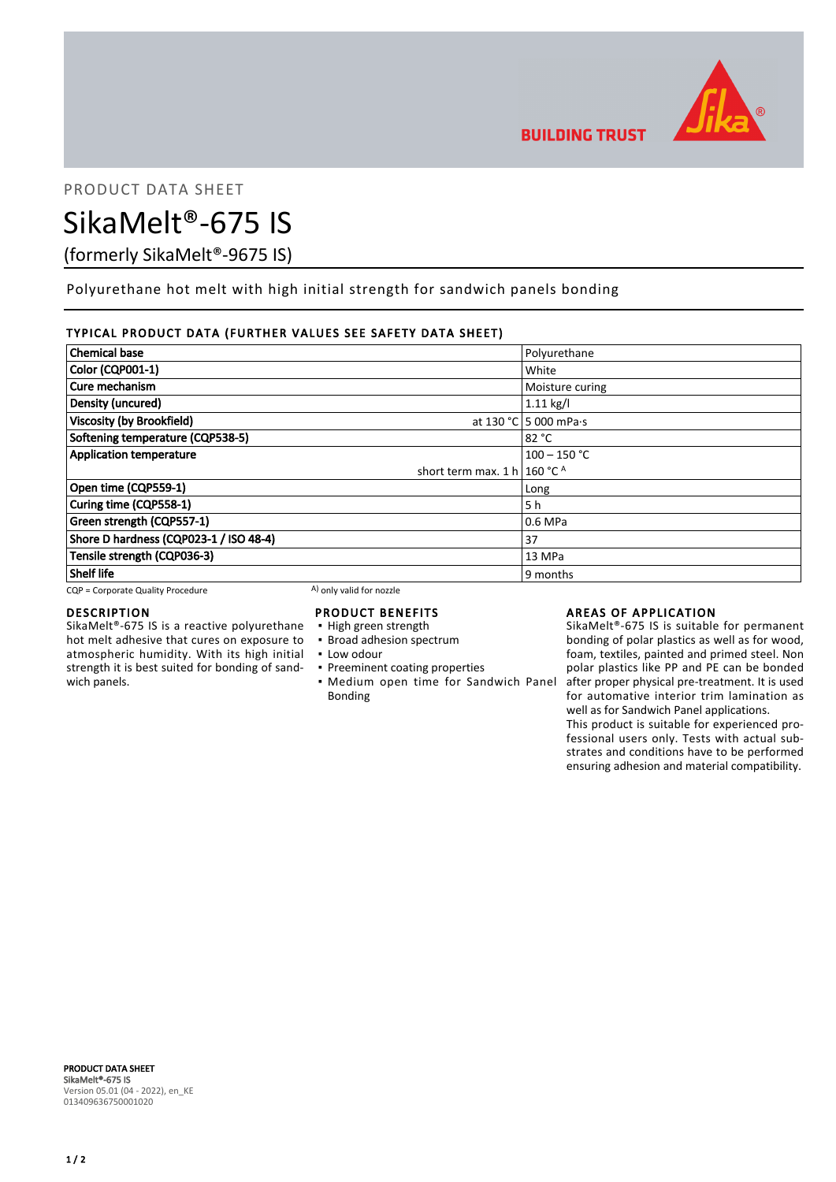PRODUCT DATA SHEET

# SikaMelt®-675 IS

(formerly SikaMelt®-9675 IS)

Polyurethane hot melt with high initial strength for sandwich panels bonding

## TYPICAL PRODUCT DATA (FURTHER VALUES SEE SAFETY DATA SHEET)

| Property | | Value |
|---|---|---|
| Chemical base | | Polyurethane |
| Color (CQP001-1) | | White |
| Cure mechanism | | Moisture curing |
| Density (uncured) | | 1.11 kg/l |
| Viscosity (by Brookfield) | at 130 °C | 5 000 mPa·s |
| Softening temperature (CQP538-5) | | 82 °C |
| Application temperature | | 100 – 150 °C |
| | short term max. 1 h | 160 °C [A] |
| Open time (CQP559-1) | | Long |
| Curing time (CQP558-1) | | 5 h |
| Green strength (CQP557-1) | | 0.6 MPa |
| Shore D hardness (CQP023-1 / ISO 48-4) | | 37 |
| Tensile strength (CQP036-3) | | 13 MPa |
| Shelf life | | 9 months |

CQP = Corporate Quality Procedure    A) only valid for nozzle

## DESCRIPTION

SikaMelt®-675 IS is a reactive polyurethane hot melt adhesive that cures on exposure to atmospheric humidity. With its high initial strength it is best suited for bonding of sandwich panels.

## PRODUCT BENEFITS

- High green strength
- Broad adhesion spectrum
- Low odour
- Preeminent coating properties
- Medium open time for Sandwich Panel Bonding

## AREAS OF APPLICATION

SikaMelt®-675 IS is suitable for permanent bonding of polar plastics as well as for wood, foam, textiles, painted and primed steel. Non polar plastics like PP and PE can be bonded after proper physical pre-treatment. It is used for automative interior trim lamination as well as for Sandwich Panel applications.
This product is suitable for experienced professional users only. Tests with actual substrates and conditions have to be performed ensuring adhesion and material compatibility.

**PRODUCT DATA SHEET**
**SikaMelt®-675 IS**
Version 05.01 (04 - 2022), en_KE
013409636750001020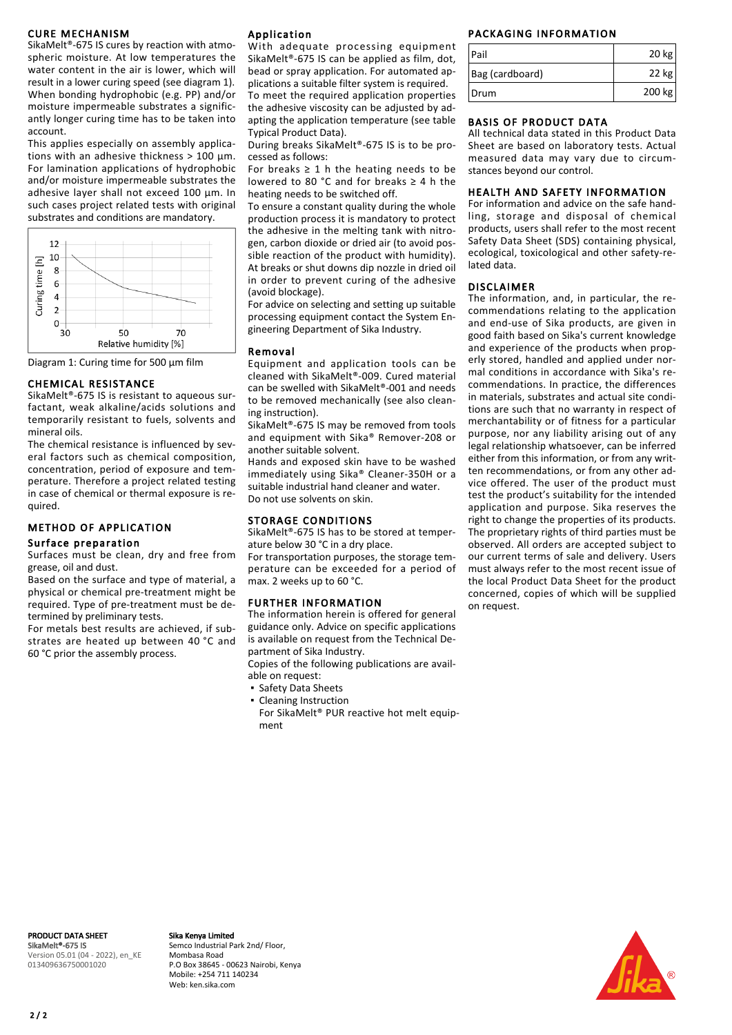## CURE MECHANISM

SikaMelt®-675 IS cures by reaction with atmospheric moisture. At low temperatures the water content in the air is lower, which will result in a lower curing speed (see diagram 1). When bonding hydrophobic (e.g. PP) and/or moisture impermeable substrates a significantly longer curing time has to be taken into account.

This applies especially on assembly applications with an adhesive thickness > 100 µm. For lamination applications of hydrophobic and/or moisture impermeable substrates the adhesive layer shall not exceed 100 µm. In such cases project related tests with original substrates and conditions are mandatory.

Curing time [h]
12
10
8
6
4
2
0
30
50
70
Relative humidity [%]

Diagram 1: Curing time for 500 µm film

## CHEMICAL RESISTANCE

SikaMelt®-675 IS is resistant to aqueous surfactant, weak alkaline/acids solutions and temporarily resistant to fuels, solvents and mineral oils.

The chemical resistance is influenced by several factors such as chemical composition, concentration, period of exposure and temperature. Therefore a project related testing in case of chemical or thermal exposure is required.

## METHOD OF APPLICATION

### Surface preparation

Surfaces must be clean, dry and free from grease, oil and dust.

Based on the surface and type of material, a physical or chemical pre-treatment might be required. Type of pre-treatment must be determined by preliminary tests.

For metals best results are achieved, if substrates are heated up between 40 °C and 60 °C prior the assembly process.

### Application

With adequate processing equipment SikaMelt®-675 IS can be applied as film, dot, bead or spray application. For automated applications a suitable filter system is required.

To meet the required application properties the adhesive viscosity can be adjusted by adapting the application temperature (see table Typical Product Data).

During breaks SikaMelt®-675 IS is to be processed as follows:

For breaks ≥ 1 h the heating needs to be lowered to 80 °C and for breaks ≥ 4 h the heating needs to be switched off.

To ensure a constant quality during the whole production process it is mandatory to protect the adhesive in the melting tank with nitrogen, carbon dioxide or dried air (to avoid possible reaction of the product with humidity). At breaks or shut downs dip nozzle in dried oil in order to prevent curing of the adhesive (avoid blockage).

For advice on selecting and setting up suitable processing equipment contact the System Engineering Department of Sika Industry.

### Removal

Equipment and application tools can be cleaned with SikaMelt®-009. Cured material can be swelled with SikaMelt®-001 and needs to be removed mechanically (see also cleaning instruction).

SikaMelt®-675 IS may be removed from tools and equipment with Sika® Remover-208 or another suitable solvent.

Hands and exposed skin have to be washed immediately using Sika® Cleaner-350H or a suitable industrial hand cleaner and water.

Do not use solvents on skin.

## STORAGE CONDITIONS

SikaMelt®-675 IS has to be stored at temperature below 30 °C in a dry place.

For transportation purposes, the storage temperature can be exceeded for a period of max. 2 weeks up to 60 °C.

## FURTHER INFORMATION

The information herein is offered for general guidance only. Advice on specific applications is available on request from the Technical Department of Sika Industry.

Copies of the following publications are available on request:

- Safety Data Sheets
- Cleaning Instruction
  For SikaMelt® PUR reactive hot melt equipment

## PACKAGING INFORMATION

| | |
|---|---|
| Pail | 20 kg |
| Bag (cardboard) | 22 kg |
| Drum | 200 kg |

## BASIS OF PRODUCT DATA

All technical data stated in this Product Data Sheet are based on laboratory tests. Actual measured data may vary due to circumstances beyond our control.

## HEALTH AND SAFETY INFORMATION

For information and advice on the safe handling, storage and disposal of chemical products, users shall refer to the most recent Safety Data Sheet (SDS) containing physical, ecological, toxicological and other safety-related data.

## DISCLAIMER

The information, and, in particular, the recommendations relating to the application and end-use of Sika products, are given in good faith based on Sika's current knowledge and experience of the products when properly stored, handled and applied under normal conditions in accordance with Sika's recommendations. In practice, the differences in materials, substrates and actual site conditions are such that no warranty in respect of merchantability or of fitness for a particular purpose, nor any liability arising out of any legal relationship whatsoever, can be inferred either from this information, or from any written recommendations, or from any other advice offered. The user of the product must test the product's suitability for the intended application and purpose. Sika reserves the right to change the properties of its products. The proprietary rights of third parties must be observed. All orders are accepted subject to our current terms of sale and delivery. Users must always refer to the most recent issue of the local Product Data Sheet for the product concerned, copies of which will be supplied on request.

**PRODUCT DATA SHEET**
**SikaMelt®-675 IS**
Version 05.01 (04 - 2022), en_KE
013409636750001020

**Sika Kenya Limited**
Semco Industrial Park 2nd/ Floor,
Mombasa Road
P.O Box 38645 - 00623 Nairobi, Kenya
Mobile: +254 711 140234
Web: ken.sika.com